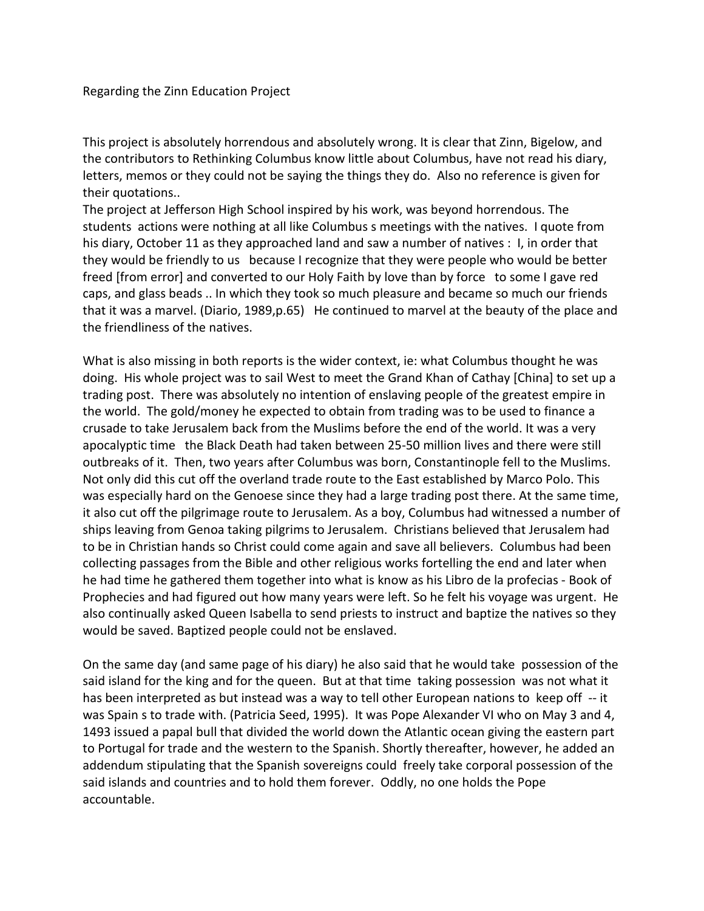Regarding the Zinn Education Project

This project is absolutely horrendous and absolutely wrong. It is clear that Zinn, Bigelow, and the contributors to Rethinking Columbus know little about Columbus, have not read his diary, letters, memos or they could not be saying the things they do. Also no reference is given for their quotations..

The project at Jefferson High School inspired by his work, was beyond horrendous. The students actions were nothing at all like Columbus s meetings with the natives. I quote from his diary, October 11 as they approached land and saw a number of natives : I, in order that they would be friendly to us because I recognize that they were people who would be better freed [from error] and converted to our Holy Faith by love than by force to some I gave red caps, and glass beads .. In which they took so much pleasure and became so much our friends that it was a marvel. (Diario, 1989,p.65) He continued to marvel at the beauty of the place and the friendliness of the natives.

What is also missing in both reports is the wider context, ie: what Columbus thought he was doing. His whole project was to sail West to meet the Grand Khan of Cathay [China] to set up a trading post. There was absolutely no intention of enslaving people of the greatest empire in the world. The gold/money he expected to obtain from trading was to be used to finance a crusade to take Jerusalem back from the Muslims before the end of the world. It was a very apocalyptic time the Black Death had taken between 25-50 million lives and there were still outbreaks of it. Then, two years after Columbus was born, Constantinople fell to the Muslims. Not only did this cut off the overland trade route to the East established by Marco Polo. This was especially hard on the Genoese since they had a large trading post there. At the same time, it also cut off the pilgrimage route to Jerusalem. As a boy, Columbus had witnessed a number of ships leaving from Genoa taking pilgrims to Jerusalem. Christians believed that Jerusalem had to be in Christian hands so Christ could come again and save all believers. Columbus had been collecting passages from the Bible and other religious works fortelling the end and later when he had time he gathered them together into what is know as his Libro de la profecias - Book of Prophecies and had figured out how many years were left. So he felt his voyage was urgent. He also continually asked Queen Isabella to send priests to instruct and baptize the natives so they would be saved. Baptized people could not be enslaved.

On the same day (and same page of his diary) he also said that he would take possession of the said island for the king and for the queen. But at that time taking possession was not what it has been interpreted as but instead was a way to tell other European nations to keep off -- it was Spain s to trade with. (Patricia Seed, 1995). It was Pope Alexander VI who on May 3 and 4, 1493 issued a papal bull that divided the world down the Atlantic ocean giving the eastern part to Portugal for trade and the western to the Spanish. Shortly thereafter, however, he added an addendum stipulating that the Spanish sovereigns could freely take corporal possession of the said islands and countries and to hold them forever. Oddly, no one holds the Pope accountable.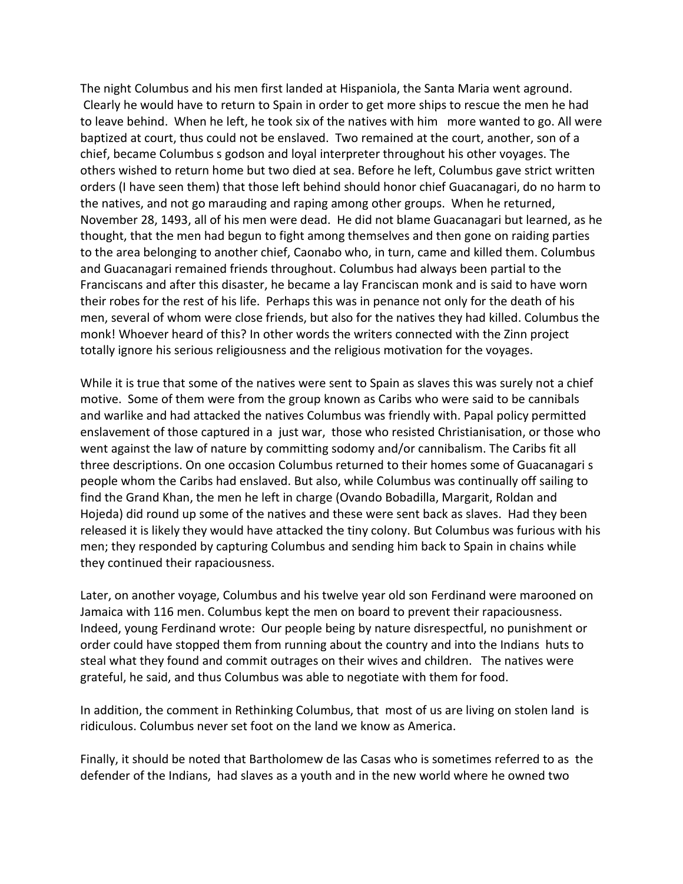The night Columbus and his men first landed at Hispaniola, the Santa Maria went aground. Clearly he would have to return to Spain in order to get more ships to rescue the men he had to leave behind. When he left, he took six of the natives with him more wanted to go. All were baptized at court, thus could not be enslaved. Two remained at the court, another, son of a chief, became Columbus s godson and loyal interpreter throughout his other voyages. The others wished to return home but two died at sea. Before he left, Columbus gave strict written orders (I have seen them) that those left behind should honor chief Guacanagari, do no harm to the natives, and not go marauding and raping among other groups. When he returned, November 28, 1493, all of his men were dead. He did not blame Guacanagari but learned, as he thought, that the men had begun to fight among themselves and then gone on raiding parties to the area belonging to another chief, Caonabo who, in turn, came and killed them. Columbus and Guacanagari remained friends throughout. Columbus had always been partial to the Franciscans and after this disaster, he became a lay Franciscan monk and is said to have worn their robes for the rest of his life. Perhaps this was in penance not only for the death of his men, several of whom were close friends, but also for the natives they had killed. Columbus the monk! Whoever heard of this? In other words the writers connected with the Zinn project totally ignore his serious religiousness and the religious motivation for the voyages.

While it is true that some of the natives were sent to Spain as slaves this was surely not a chief motive. Some of them were from the group known as Caribs who were said to be cannibals and warlike and had attacked the natives Columbus was friendly with. Papal policy permitted enslavement of those captured in a just war, those who resisted Christianisation, or those who went against the law of nature by committing sodomy and/or cannibalism. The Caribs fit all three descriptions. On one occasion Columbus returned to their homes some of Guacanagari s people whom the Caribs had enslaved. But also, while Columbus was continually off sailing to find the Grand Khan, the men he left in charge (Ovando Bobadilla, Margarit, Roldan and Hojeda) did round up some of the natives and these were sent back as slaves. Had they been released it is likely they would have attacked the tiny colony. But Columbus was furious with his men; they responded by capturing Columbus and sending him back to Spain in chains while they continued their rapaciousness.

Later, on another voyage, Columbus and his twelve year old son Ferdinand were marooned on Jamaica with 116 men. Columbus kept the men on board to prevent their rapaciousness. Indeed, young Ferdinand wrote: Our people being by nature disrespectful, no punishment or order could have stopped them from running about the country and into the Indians huts to steal what they found and commit outrages on their wives and children. The natives were grateful, he said, and thus Columbus was able to negotiate with them for food.

In addition, the comment in Rethinking Columbus, that most of us are living on stolen land is ridiculous. Columbus never set foot on the land we know as America.

Finally, it should be noted that Bartholomew de las Casas who is sometimes referred to as the defender of the Indians, had slaves as a youth and in the new world where he owned two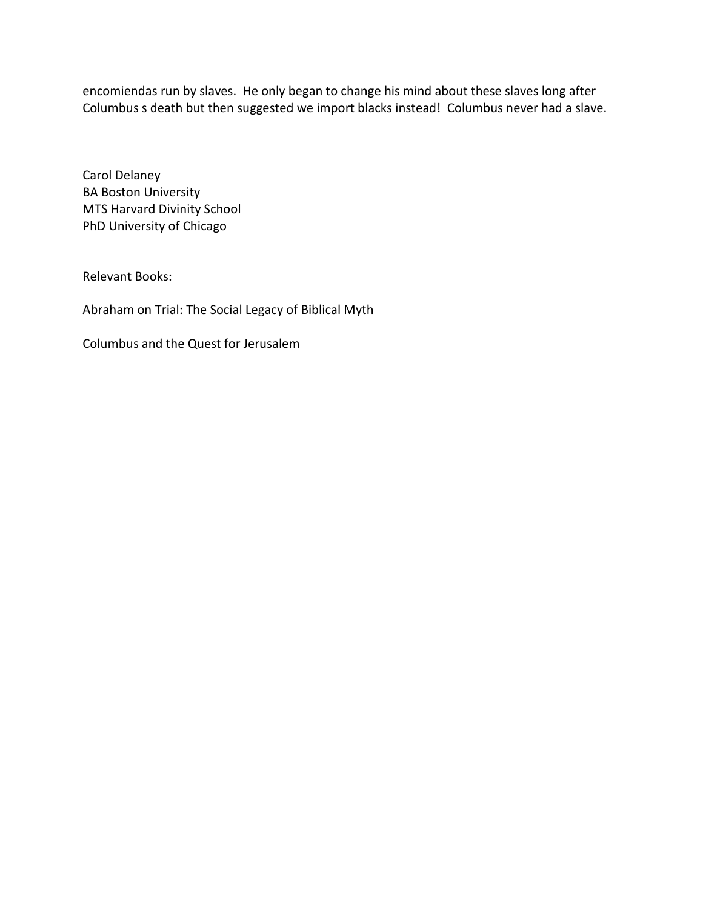encomiendas run by slaves. He only began to change his mind about these slaves long after Columbus s death but then suggested we import blacks instead! Columbus never had a slave.

Carol Delaney
BA Boston University
MTS Harvard Divinity School
PhD University of Chicago

Relevant Books:

Abraham on Trial: The Social Legacy of Biblical Myth

Columbus and the Quest for Jerusalem